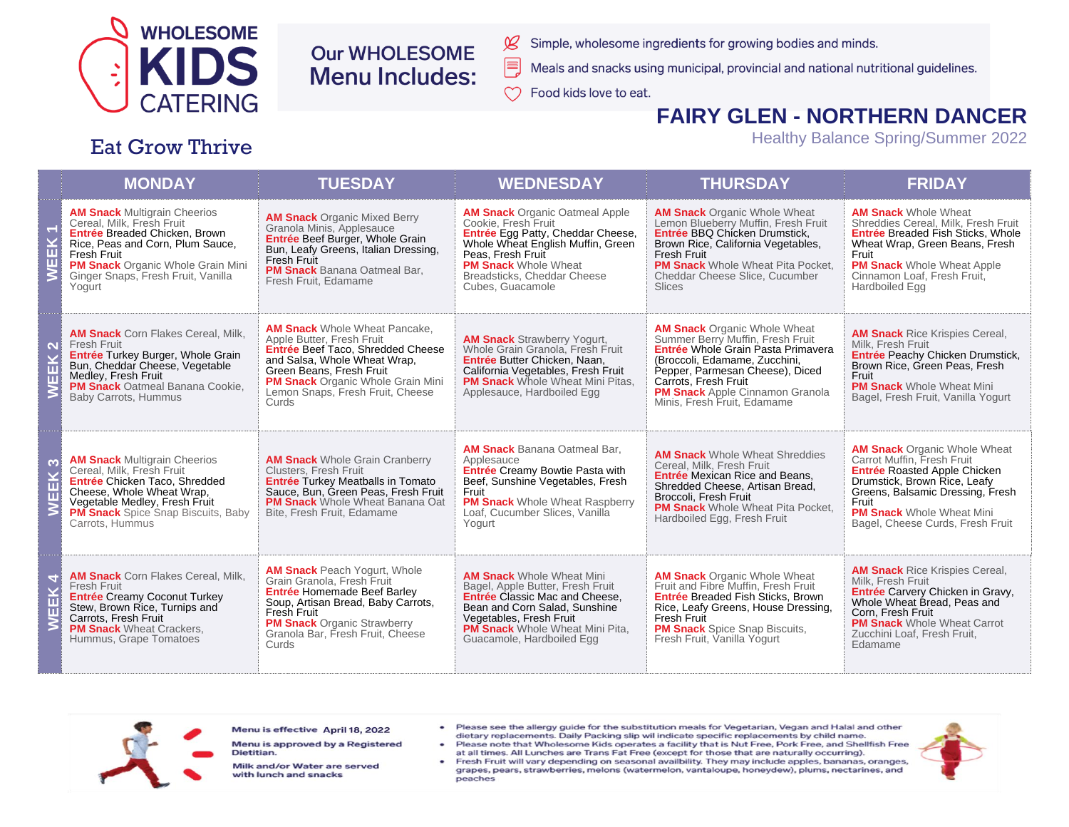# WHOLESOME KIDS CATERING

Eat Grow Thrive

## Our WHOLESOME Menu Includes:

- Simple, wholesome ingredients for growing bodies and minds.
- Meals and snacks using municipal, provincial and national nutritional guidelines.
- Food kids love to eat.

# FAIRY GLEN - NORTHERN DANCER

Healthy Balance Spring/Summer 2022

| | MONDAY | TUESDAY | WEDNESDAY | THURSDAY | FRIDAY |
|---|---|---|---|---|---|
| WEEK 1 | **AM Snack** Multigrain Cheerios Cereal, Milk, Fresh Fruit **Entrée** Breaded Chicken, Brown Rice, Peas and Corn, Plum Sauce, Fresh Fruit **PM Snack** Organic Whole Grain Mini Ginger Snaps, Fresh Fruit, Vanilla Yogurt | **AM Snack** Organic Mixed Berry Granola Minis, Applesauce **Entrée** Beef Burger, Whole Grain Bun, Leafy Greens, Italian Dressing, Fresh Fruit **PM Snack** Banana Oatmeal Bar, Fresh Fruit, Edamame | **AM Snack** Organic Oatmeal Apple Cookie, Fresh Fruit **Entrée** Egg Patty, Cheddar Cheese, Whole Wheat English Muffin, Green Peas, Fresh Fruit **PM Snack** Whole Wheat Breadsticks, Cheddar Cheese Cubes, Guacamole | **AM Snack** Organic Whole Wheat Lemon Blueberry Muffin, Fresh Fruit **Entrée** BBQ Chicken Drumstick, Brown Rice, California Vegetables, Fresh Fruit **PM Snack** Whole Wheat Pita Pocket, Cheddar Cheese Slice, Cucumber Slices | **AM Snack** Whole Wheat Shreddies Cereal, Milk, Fresh Fruit **Entrée** Breaded Fish Sticks, Whole Wheat Wrap, Green Beans, Fresh Fruit **PM Snack** Whole Wheat Apple Cinnamon Loaf, Fresh Fruit, Hardboiled Egg |
| WEEK 2 | **AM Snack** Corn Flakes Cereal, Milk, Fresh Fruit **Entrée** Turkey Burger, Whole Grain Bun, Cheddar Cheese, Vegetable Medley, Fresh Fruit **PM Snack** Oatmeal Banana Cookie, Baby Carrots, Hummus | **AM Snack** Whole Wheat Pancake, Apple Butter, Fresh Fruit **Entrée** Beef Taco, Shredded Cheese and Salsa, Whole Wheat Wrap, Green Beans, Fresh Fruit **PM Snack** Organic Whole Grain Mini Lemon Snaps, Fresh Fruit, Cheese Curds | **AM Snack** Strawberry Yogurt, Whole Grain Granola, Fresh Fruit **Entrée** Butter Chicken, Naan, California Vegetables, Fresh Fruit **PM Snack** Whole Wheat Mini Pitas, Applesauce, Hardboiled Egg | **AM Snack** Organic Whole Wheat Summer Berry Muffin, Fresh Fruit **Entrée** Whole Grain Pasta Primavera (Broccoli, Edamame, Zucchini, Pepper, Parmesan Cheese), Diced Carrots, Fresh Fruit **PM Snack** Apple Cinnamon Granola Minis, Fresh Fruit, Edamame | **AM Snack** Rice Krispies Cereal, Milk, Fresh Fruit **Entrée** Peachy Chicken Drumstick, Brown Rice, Green Peas, Fresh Fruit **PM Snack** Whole Wheat Mini Bagel, Fresh Fruit, Vanilla Yogurt |
| WEEK 3 | **AM Snack** Multigrain Cheerios Cereal, Milk, Fresh Fruit **Entrée** Chicken Taco, Shredded Cheese, Whole Wheat Wrap, Vegetable Medley, Fresh Fruit **PM Snack** Spice Snap Biscuits, Baby Carrots, Hummus | **AM Snack** Whole Grain Cranberry Clusters, Fresh Fruit **Entrée** Turkey Meatballs in Tomato Sauce, Bun, Green Peas, Fresh Fruit **PM Snack** Whole Wheat Banana Oat Bite, Fresh Fruit, Edamame | **AM Snack** Banana Oatmeal Bar, Applesauce **Entrée** Creamy Bowtie Pasta with Beef, Sunshine Vegetables, Fresh Fruit **PM Snack** Whole Wheat Raspberry Loaf, Cucumber Slices, Vanilla Yogurt | **AM Snack** Whole Wheat Shreddies Cereal, Milk, Fresh Fruit **Entrée** Mexican Rice and Beans, Shredded Cheese, Artisan Bread, Broccoli, Fresh Fruit **PM Snack** Whole Wheat Pita Pocket, Hardboiled Egg, Fresh Fruit | **AM Snack** Organic Whole Wheat Carrot Muffin, Fresh Fruit **Entrée** Roasted Apple Chicken Drumstick, Brown Rice, Leafy Greens, Balsamic Dressing, Fresh Fruit **PM Snack** Whole Wheat Mini Bagel, Cheese Curds, Fresh Fruit |
| WEEK 4 | **AM Snack** Corn Flakes Cereal, Milk, Fresh Fruit **Entrée** Creamy Coconut Turkey Stew, Brown Rice, Turnips and Carrots, Fresh Fruit **PM Snack** Wheat Crackers, Hummus, Grape Tomatoes | **AM Snack** Peach Yogurt, Whole Grain Granola, Fresh Fruit **Entrée** Homemade Beef Barley Soup, Artisan Bread, Baby Carrots, Fresh Fruit **PM Snack** Organic Strawberry Granola Bar, Fresh Fruit, Cheese Curds | **AM Snack** Whole Wheat Mini Bagel, Apple Butter, Fresh Fruit **Entrée** Classic Mac and Cheese, Bean and Corn Salad, Sunshine Vegetables, Fresh Fruit **PM Snack** Whole Wheat Mini Pita, Guacamole, Hardboiled Egg | **AM Snack** Organic Whole Wheat Fruit and Fibre Muffin, Fresh Fruit **Entrée** Breaded Fish Sticks, Brown Rice, Leafy Greens, House Dressing, Fresh Fruit **PM Snack** Spice Snap Biscuits, Fresh Fruit, Vanilla Yogurt | **AM Snack** Rice Krispies Cereal, Milk, Fresh Fruit **Entrée** Carvery Chicken in Gravy, Whole Wheat Bread, Peas and Corn, Fresh Fruit **PM Snack** Whole Wheat Carrot Zucchini Loaf, Fresh Fruit, Edamame |

**Menu is effective April 18, 2022**

**Menu is approved by a Registered Dietitian.**

**Milk and/or Water are served with lunch and snacks**

- Please see the allergy guide for the substitution meals for Vegetarian, Vegan and Halal and other dietary replacements. Daily Packing slip wil indicate specific replacements by child name.
- Please note that Wholesome Kids operates a facility that is Nut Free, Pork Free, and Shellfish Free at all times. All Lunches are Trans Fat Free (except for those that are naturally occurring).
- Fresh Fruit will vary depending on seasonal availbility. They may include apples, bananas, oranges, grapes, pears, strawberries, melons (watermelon, vantaloupe, honeydew), plums, nectarines, and peaches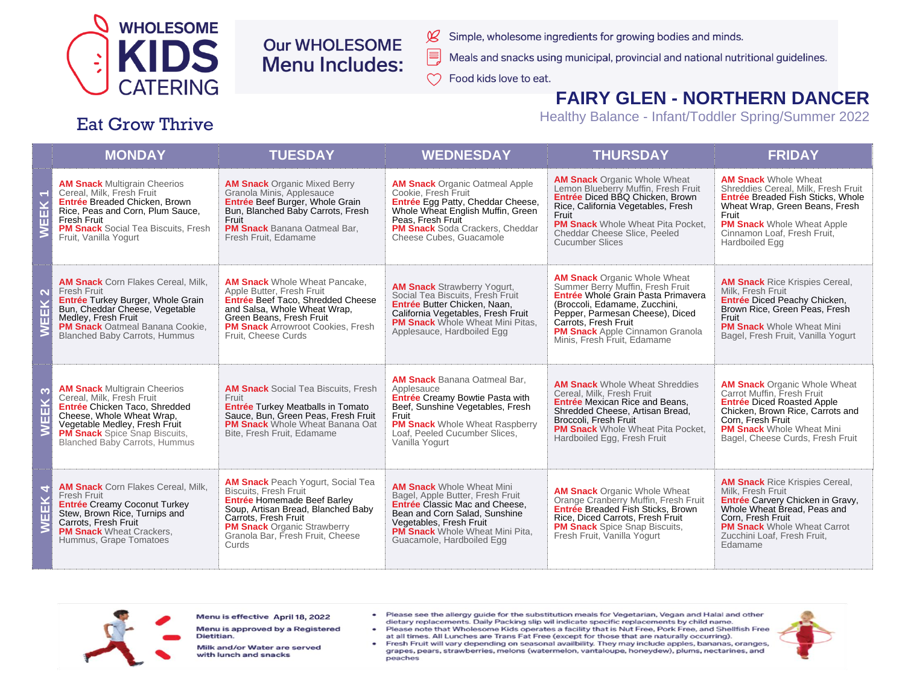# WHOLESOME KIDS CATERING

Eat Grow Thrive

## Our WHOLESOME Menu Includes:

- Simple, wholesome ingredients for growing bodies and minds.
- Meals and snacks using municipal, provincial and national nutritional guidelines.
- Food kids love to eat.

# FAIRY GLEN - NORTHERN DANCER

Healthy Balance - Infant/Toddler Spring/Summer 2022

| | MONDAY | TUESDAY | WEDNESDAY | THURSDAY | FRIDAY |
|---|---|---|---|---|---|
| WEEK 1 | **AM Snack** Multigrain Cheerios Cereal, Milk, Fresh Fruit **Entrée** Breaded Chicken, Brown Rice, Peas and Corn, Plum Sauce, Fresh Fruit **PM Snack** Social Tea Biscuits, Fresh Fruit, Vanilla Yogurt | **AM Snack** Organic Mixed Berry Granola Minis, Applesauce **Entrée** Beef Burger, Whole Grain Bun, Blanched Baby Carrots, Fresh Fruit **PM Snack** Banana Oatmeal Bar, Fresh Fruit, Edamame | **AM Snack** Organic Oatmeal Apple Cookie, Fresh Fruit **Entrée** Egg Patty, Cheddar Cheese, Whole Wheat English Muffin, Green Peas, Fresh Fruit **PM Snack** Soda Crackers, Cheddar Cheese Cubes, Guacamole | **AM Snack** Organic Whole Wheat Lemon Blueberry Muffin, Fresh Fruit **Entrée** Diced BBQ Chicken, Brown Rice, California Vegetables, Fresh Fruit **PM Snack** Whole Wheat Pita Pocket, Cheddar Cheese Slice, Peeled Cucumber Slices | **AM Snack** Whole Wheat Shreddies Cereal, Milk, Fresh Fruit **Entrée** Breaded Fish Sticks, Whole Wheat Wrap, Green Beans, Fresh Fruit **PM Snack** Whole Wheat Apple Cinnamon Loaf, Fresh Fruit, Hardboiled Egg |
| WEEK 2 | **AM Snack** Corn Flakes Cereal, Milk, Fresh Fruit **Entrée** Turkey Burger, Whole Grain Bun, Cheddar Cheese, Vegetable Medley, Fresh Fruit **PM Snack** Oatmeal Banana Cookie, Blanched Baby Carrots, Hummus | **AM Snack** Whole Wheat Pancake, Apple Butter, Fresh Fruit **Entrée** Beef Taco, Shredded Cheese and Salsa, Whole Wheat Wrap, Green Beans, Fresh Fruit **PM Snack** Arrowroot Cookies, Fresh Fruit, Cheese Curds | **AM Snack** Strawberry Yogurt, Social Tea Biscuits, Fresh Fruit **Entrée** Butter Chicken, Naan, California Vegetables, Fresh Fruit **PM Snack** Whole Wheat Mini Pitas, Applesauce, Hardboiled Egg | **AM Snack** Organic Whole Wheat Summer Berry Muffin, Fresh Fruit **Entrée** Whole Grain Pasta Primavera (Broccoli, Edamame, Zucchini, Pepper, Parmesan Cheese), Diced Carrots, Fresh Fruit **PM Snack** Apple Cinnamon Granola Minis, Fresh Fruit, Edamame | **AM Snack** Rice Krispies Cereal, Milk, Fresh Fruit **Entrée** Diced Peachy Chicken, Brown Rice, Green Peas, Fresh Fruit **PM Snack** Whole Wheat Mini Bagel, Fresh Fruit, Vanilla Yogurt |
| WEEK 3 | **AM Snack** Multigrain Cheerios Cereal, Milk, Fresh Fruit **Entrée** Chicken Taco, Shredded Cheese, Whole Wheat Wrap, Vegetable Medley, Fresh Fruit **PM Snack** Spice Snap Biscuits, Blanched Baby Carrots, Hummus | **AM Snack** Social Tea Biscuits, Fresh Fruit **Entrée** Turkey Meatballs in Tomato Sauce, Bun, Green Peas, Fresh Fruit **PM Snack** Whole Wheat Banana Oat Bite, Fresh Fruit, Edamame | **AM Snack** Banana Oatmeal Bar, Applesauce **Entrée** Creamy Bowtie Pasta with Beef, Sunshine Vegetables, Fresh Fruit **PM Snack** Whole Wheat Raspberry Loaf, Peeled Cucumber Slices, Vanilla Yogurt | **AM Snack** Whole Wheat Shreddies Cereal, Milk, Fresh Fruit **Entrée** Mexican Rice and Beans, Shredded Cheese, Artisan Bread, Broccoli, Fresh Fruit **PM Snack** Whole Wheat Pita Pocket, Hardboiled Egg, Fresh Fruit | **AM Snack** Organic Whole Wheat Carrot Muffin, Fresh Fruit **Entrée** Diced Roasted Apple Chicken, Brown Rice, Carrots and Corn, Fresh Fruit **PM Snack** Whole Wheat Mini Bagel, Cheese Curds, Fresh Fruit |
| WEEK 4 | **AM Snack** Corn Flakes Cereal, Milk, Fresh Fruit **Entrée** Creamy Coconut Turkey Stew, Brown Rice, Turnips and Carrots, Fresh Fruit **PM Snack** Wheat Crackers, Hummus, Grape Tomatoes | **AM Snack** Peach Yogurt, Social Tea Biscuits, Fresh Fruit **Entrée** Homemade Beef Barley Soup, Artisan Bread, Blanched Baby Carrots, Fresh Fruit **PM Snack** Organic Strawberry Granola Bar, Fresh Fruit, Cheese Curds | **AM Snack** Whole Wheat Mini Bagel, Apple Butter, Fresh Fruit **Entrée** Classic Mac and Cheese, Bean and Corn Salad, Sunshine Vegetables, Fresh Fruit **PM Snack** Whole Wheat Mini Pita, Guacamole, Hardboiled Egg | **AM Snack** Organic Whole Wheat Orange Cranberry Muffin, Fresh Fruit **Entrée** Breaded Fish Sticks, Brown Rice, Diced Carrots, Fresh Fruit **PM Snack** Spice Snap Biscuits, Fresh Fruit, Vanilla Yogurt | **AM Snack** Rice Krispies Cereal, Milk, Fresh Fruit **Entrée** Carvery Chicken in Gravy, Whole Wheat Bread, Peas and Corn, Fresh Fruit **PM Snack** Whole Wheat Carrot Zucchini Loaf, Fresh Fruit, Edamame |

**Menu is effective** April 18, 2022

**Menu is approved by a Registered Dietitian.**

**Milk and/or Water are served with lunch and snacks**

- Please see the allergy guide for the substitution meals for Vegetarian, Vegan and Halal and other dietary replacements. Daily Packing slip wil indicate specific replacements by child name.
- Please note that Wholesome Kids operates a facility that is Nut Free, Pork Free, and Shellfish Free at all times. All Lunches are Trans Fat Free (except for those that are naturally occurring).
- Fresh Fruit will vary depending on seasonal availbility. They may include apples, bananas, oranges, grapes, pears, strawberries, melons (watermelon, vantaloupe, honeydew), plums, nectarines, and peaches